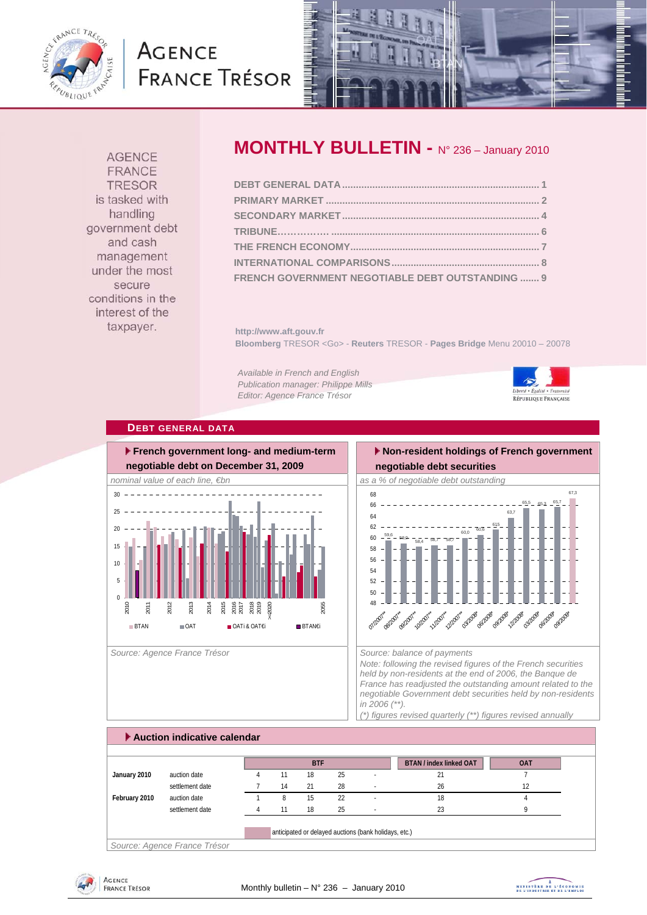# MONTHLY BULLETIN - N° 236 – January 2010

AGENCE FRANCE TRESOR is tasked with handling government debt and cash management under the most secure conditions in the interest of the taxpayer.

DEBT GENERAL DATA ........................................................................ 1
PRIMARY MARKET ............................................................................ 2
SECONDARY MARKET ....................................................................... 4
TRIBUNE................ .......................................................................... 6
THE FRENCH ECONOMY.................................................................... 7
INTERNATIONAL COMPARISONS ...................................................... 8
FRENCH GOVERNMENT NEGOTIABLE DEBT OUTSTANDING ....... 9

**http://www.aft.gouv.fr**
**Bloomberg** TRESOR <Go> - **Reuters** TRESOR - **Pages Bridge** Menu 20010 – 20078

*Available in French and English*
*Publication manager: Philippe Mills*
*Editor: Agence France Trésor*

## DEBT GENERAL DATA

### French government long- and medium-term negotiable debt on December 31, 2009

*nominal value of each line, €bn*

30
25
20
15
10
5
0
2010 2011 2012 2013 2014 2015 2016 2017 2018 2019 >=2020 2055

BTAN OAT OATi & OAT€i BTAN€i

*Source: Agence France Trésor*

### Non-resident holdings of French government negotiable debt securities

*as a % of negotiable debt outstanding*

68 66 64 62 60 58 56 54 52 50 48

59,6 59,0 58,4 58,7 58,7 60,0 60,6 61,5 63,7 65,5 65,3 65,7 67,3

07/2007** 08/2007** 09/2007** 10/2007** 11/2007** 12/2007** 03/2008* 06/2008* 09/2008* 12/2008* 03/2009* 06/2009* 09/2009*

*Source: balance of payments*
*Note: following the revised figures of the French securities held by non-residents at the end of 2006, the Banque de France has readjusted the outstanding amount related to the negotiable Government debt securities held by non-residents in 2006 (\*\*).*
*(\*) figures revised quarterly (\*\*) figures revised annually*

### Auction indicative calendar

| | | BTF | | | | | BTAN / index linked OAT | OAT |
|---|---|---|---|---|---|---|---|---|
| **January 2010** | auction date | 4 | 11 | 18 | 25 | - | 21 | 7 |
| | settlement date | 7 | 14 | 21 | 28 | - | 26 | 12 |
| **February 2010** | auction date | 1 | 8 | 15 | 22 | - | 18 | 4 |
| | settlement date | 4 | 11 | 18 | 25 | - | 23 | 9 |

anticipated or delayed auctions (bank holidays, etc.)

*Source: Agence France Trésor*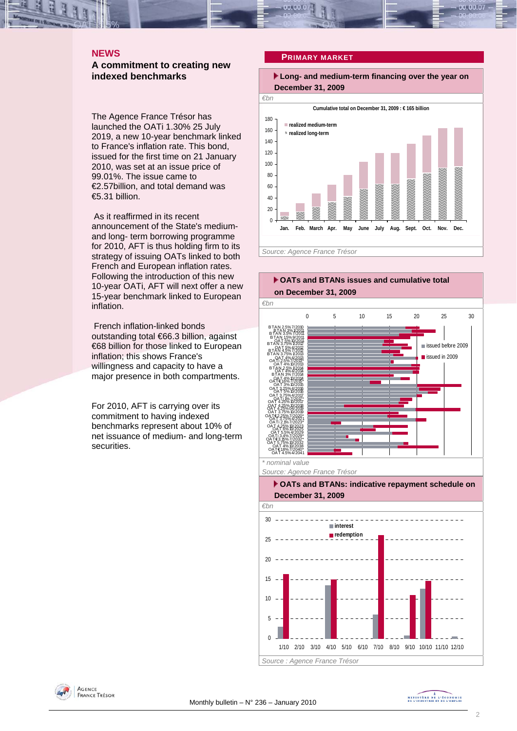## NEWS

### A commitment to creating new indexed benchmarks

The Agence France Trésor has launched the OATi 1.30% 25 July 2019, a new 10-year benchmark linked to France's inflation rate. This bond, issued for the first time on 21 January 2010, was set at an issue price of 99.01%. The issue came to €2.57billion, and total demand was €5.31 billion.

As it reaffirmed in its recent announcement of the State's medium- and long- term borrowing programme for 2010, AFT is thus holding firm to its strategy of issuing OATs linked to both French and European inflation rates. Following the introduction of this new 10-year OATi, AFT will next offer a new 15-year benchmark linked to European inflation.

French inflation-linked bonds outstanding total €66.3 billion, against €68 billion for those linked to European inflation; this shows France's willingness and capacity to have a major presence in both compartments.

For 2010, AFT is carrying over its commitment to having indexed benchmarks represent about 10% of net issuance of medium- and long-term securities.

## PRIMARY MARKET

**Long- and medium-term financing over the year on December 31, 2009**

€bn

Cumulative total on December 31, 2009 : € 165 billion

180
160
140
120
100
80
60
40
20
0

realized medium-term
realized long-term

Jan. Feb. March Apr. May June July Aug. Sept. Oct. Nov. Dec.

*Source: Agence France Trésor*

**OATs and BTANs issues and cumulative total on December 31, 2009**

€bn

0 5 10 15 20 25 30

BTAN 2.5% 7/2010
BTAN 3% 1/2011
BTAN 3.5% 7/2011
BTAN 1.5% 9/2011
OAT 5% 10/2011
BTAN 3.75% 1/2012
OAT 5% 4/2012
BTAN 4.5% 7/2012
BTAN 3.75% 1/2013
OAT 4% 4/2013
OATi 2.5% 7/2013*
OAT 4% 10/2013
BTAN 2.5% 1/2014
OAT 4% 4/2014
BTAN 3% 7/2014
OAT 4% 10/2014
OAT€i 1.6% 7/2015*
OAT 3% 10/2015
OAT 3.25% 4/2016
OAT 5% 10/2016
OAT 3.75% 4/2017
OATi 1% 7/2017*
OAT 4.25% 10/2017
OAT 4.25% 10/2018
OAT 4.25% 04/2019
OAT 3.75% 10/2019
OAT€i 2.25% 7/2020*
OAT 3.75% 4/2021
OATi 2.1% 7/2023*
OAT 4.25% 10/2023
OAT 6% 10/2025
OAT 5.5% 4/2029
OATi 3.4% 7/2029*
OAT€i 3.15% 7/2032*
OAT 5.75% 10/2032
OAT 4% 10/2038
OAT€i 1.8% 7/2040*
OAT 4.5% 4/2041

issued before 2009
issued in 2009

*\* nominal value*

*Source: Agence France Trésor*

**OATs and BTANs: indicative repayment schedule on December 31, 2009**

€bn

30
25
20
15
10
5
0

interest
redemption

1/10 2/10 3/10 4/10 5/10 6/10 7/10 8/10 9/10 10/10 11/10 12/10

*Source : Agence France Trésor*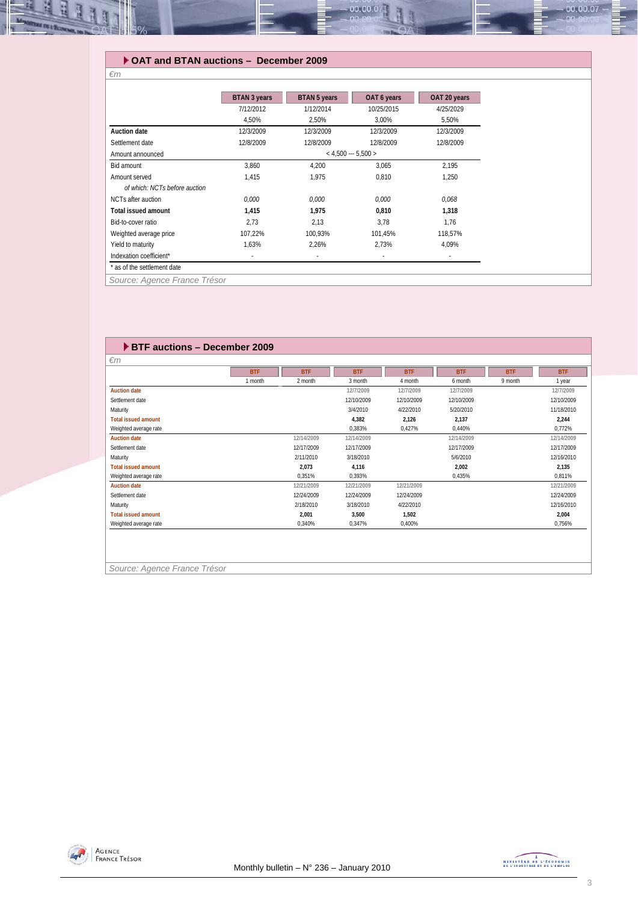## OAT and BTAN auctions – December 2009

*€m*

| | BTAN 3 years | BTAN 5 years | OAT 6 years | OAT 20 years |
|---|---|---|---|---|
| | 7/12/2012 | 1/12/2014 | 10/25/2015 | 4/25/2029 |
| | 4,50% | 2,50% | 3,00% | 5,50% |
| **Auction date** | 12/3/2009 | 12/3/2009 | 12/3/2009 | 12/3/2009 |
| Settlement date | 12/8/2009 | 12/8/2009 | 12/8/2009 | 12/8/2009 |
| Amount announced | < 4,500 --- 5,500 > | | | |
| Bid amount | 3,860 | 4,200 | 3,065 | 2,195 |
| Amount served | 1,415 | 1,975 | 0,810 | 1,250 |
| *of which: NCTs before auction* | | | | |
| NCTs after auction | *0,000* | *0,000* | *0,000* | *0,068* |
| **Total issued amount** | **1,415** | **1,975** | **0,810** | **1,318** |
| Bid-to-cover ratio | 2,73 | 2,13 | 3,78 | 1,76 |
| Weighted average price | 107,22% | 100,93% | 101,45% | 118,57% |
| Yield to maturity | 1,63% | 2,26% | 2,73% | 4,09% |
| Indexation coefficient* | - | - | - | - |

\* as of the settlement date

*Source: Agence France Trésor*

## BTF auctions – December 2009

*€m*

| | BTF 1 month | BTF 2 month | BTF 3 month | BTF 4 month | BTF 6 month | BTF 9 month | BTF 1 year |
|---|---|---|---|---|---|---|---|
| **Auction date** | | | 12/7/2009 | 12/7/2009 | 12/7/2009 | | 12/7/2009 |
| Settlement date | | | 12/10/2009 | 12/10/2009 | 12/10/2009 | | 12/10/2009 |
| Maturity | | | 3/4/2010 | 4/22/2010 | 5/20/2010 | | 11/18/2010 |
| **Total issued amount** | | | **4,382** | **2,126** | **2,137** | | **2,244** |
| Weighted average rate | | | 0,383% | 0,427% | 0,440% | | 0,772% |
| **Auction date** | | 12/14/2009 | 12/14/2009 | | 12/14/2009 | | 12/14/2009 |
| Settlement date | | 12/17/2009 | 12/17/2009 | | 12/17/2009 | | 12/17/2009 |
| Maturity | | 2/11/2010 | 3/18/2010 | | 5/6/2010 | | 12/16/2010 |
| **Total issued amount** | | **2,073** | **4,116** | | **2,002** | | **2,135** |
| Weighted average rate | | 0,351% | 0,393% | | 0,435% | | 0,811% |
| **Auction date** | | 12/21/2009 | 12/21/2009 | 12/21/2009 | | | 12/21/2009 |
| Settlement date | | 12/24/2009 | 12/24/2009 | 12/24/2009 | | | 12/24/2009 |
| Maturity | | 2/18/2010 | 3/18/2010 | 4/22/2010 | | | 12/16/2010 |
| **Total issued amount** | | **2,001** | **3,500** | **1,502** | | | **2,004** |
| Weighted average rate | | 0,340% | 0,347% | 0,400% | | | 0,756% |

*Source: Agence France Trésor*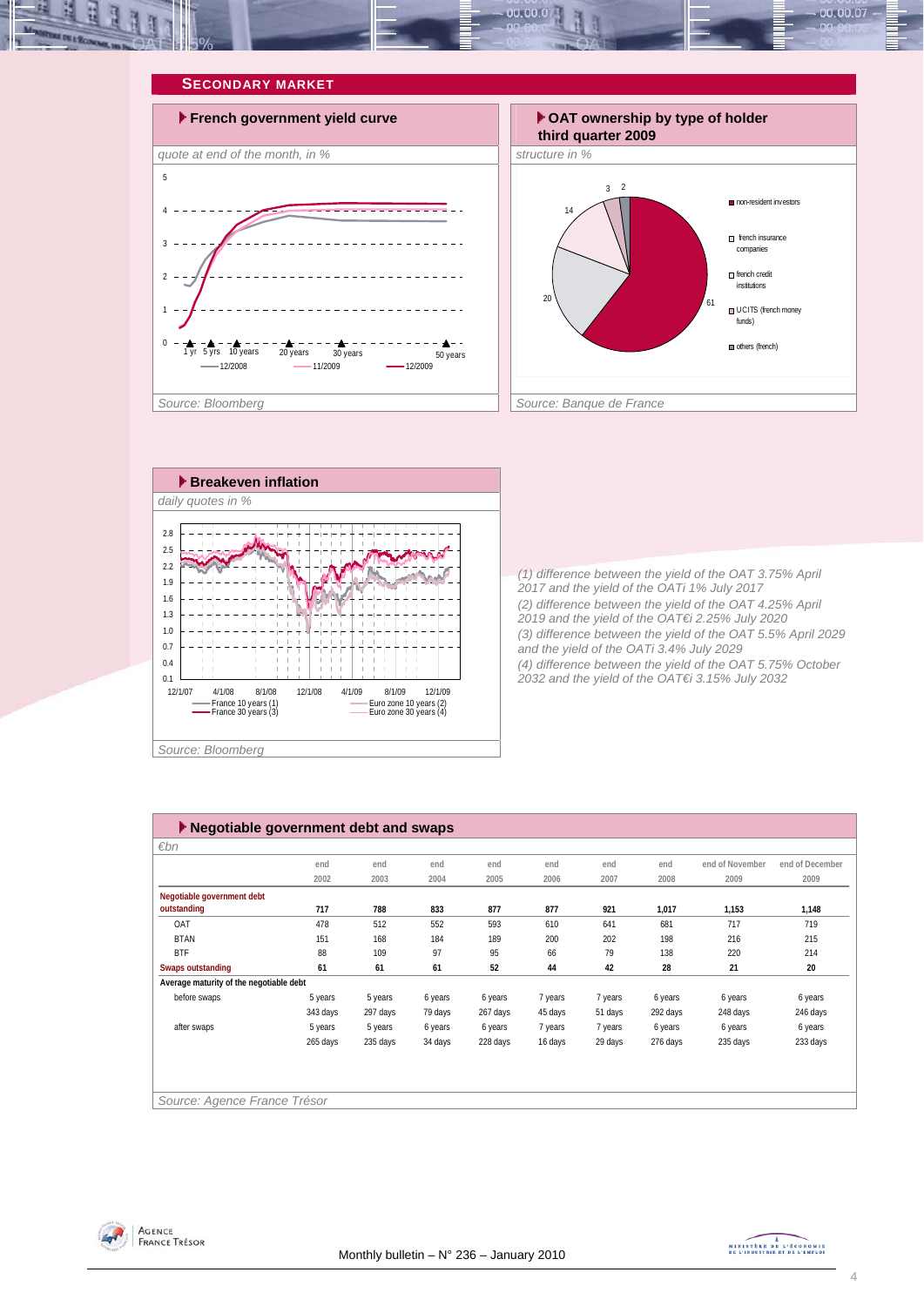## SECONDARY MARKET

### French government yield curve

*quote at end of the month, in %*

5
4
3
2
1
0

1 yr 5 yrs 10 years 20 years 30 years 50 years

12/2008 11/2009 12/2009

*Source: Bloomberg*

### OAT ownership by type of holder third quarter 2009

*structure in %*

3 2
14
20
61

non-resident investors
french insurance companies
french credit institutions
UCITS (french money funds)
others (french)

*Source: Banque de France*

### Breakeven inflation

*daily quotes in %*

2.8
2.5
2.2
1.9
1.6
1.3
1.0
0.7
0.4
0.1

12/1/07 4/1/08 8/1/08 12/1/08 4/1/09 8/1/09 12/1/09

France 10 years (1)
France 30 years (3)
Euro zone 10 years (2)
Euro zone 30 years (4)

*Source: Bloomberg*

*(1) difference between the yield of the OAT 3.75% April 2017 and the yield of the OATi 1% July 2017*
*(2) difference between the yield of the OAT 4.25% April 2019 and the yield of the OAT€i 2.25% July 2020*
*(3) difference between the yield of the OAT 5.5% April 2029 and the yield of the OATi 3.4% July 2029*
*(4) difference between the yield of the OAT 5.75% October 2032 and the yield of the OAT€i 3.15% July 2032*

### Negotiable government debt and swaps

*€bn*

| | end 2002 | end 2003 | end 2004 | end 2005 | end 2006 | end 2007 | end 2008 | end of November 2009 | end of December 2009 |
|---|---|---|---|---|---|---|---|---|---|
| **Negotiable government debt outstanding** | **717** | **788** | **833** | **877** | **877** | **921** | **1,017** | **1,153** | **1,148** |
| OAT | 478 | 512 | 552 | 593 | 610 | 641 | 681 | 717 | 719 |
| BTAN | 151 | 168 | 184 | 189 | 200 | 202 | 198 | 216 | 215 |
| BTF | 88 | 109 | 97 | 95 | 66 | 79 | 138 | 220 | 214 |
| **Swaps outstanding** | **61** | **61** | **61** | **52** | **44** | **42** | **28** | **21** | **20** |
| **Average maturity of the negotiable debt** | | | | | | | | | |
| before swaps | 5 years | 5 years | 6 years | 6 years | 7 years | 7 years | 6 years | 6 years | 6 years |
| | 343 days | 297 days | 79 days | 267 days | 45 days | 51 days | 292 days | 248 days | 246 days |
| after swaps | 5 years | 5 years | 6 years | 6 years | 7 years | 7 years | 6 years | 6 years | 6 years |
| | 265 days | 235 days | 34 days | 228 days | 16 days | 29 days | 276 days | 235 days | 233 days |

*Source: Agence France Trésor*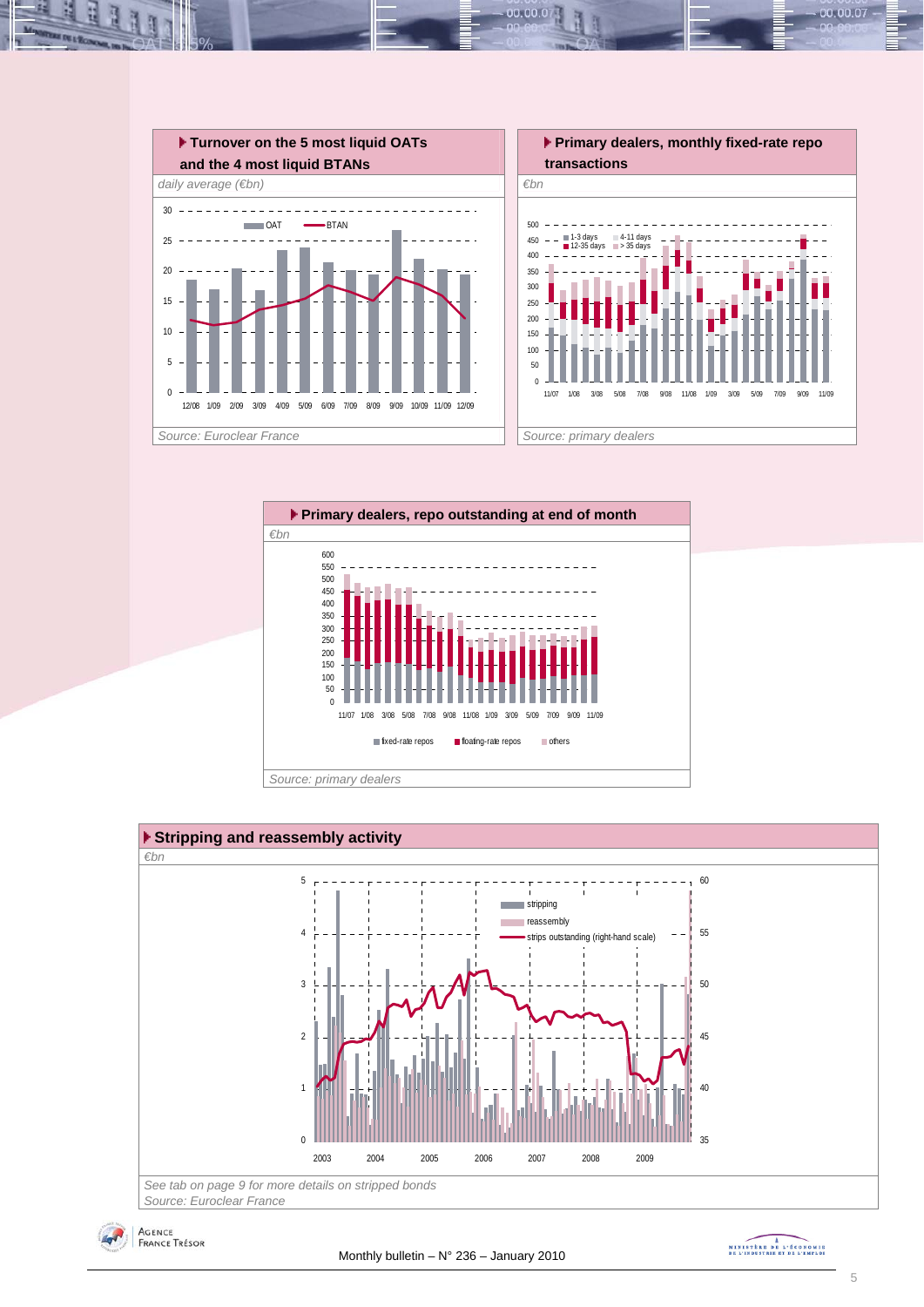### Turnover on the 5 most liquid OATs and the 4 most liquid BTANs

*daily average (€bn)*

30
25
20
15
10
5
0

OAT
BTAN

12/08 1/09 2/09 3/09 4/09 5/09 6/09 7/09 8/09 9/09 10/09 11/09 12/09

*Source: Euroclear France*

### Primary dealers, monthly fixed-rate repo transactions

*€bn*

500
450
400
350
300
250
200
150
100
50
0

1-3 days
4-11 days
12-35 days
> 35 days

11/07 1/08 3/08 5/08 7/08 9/08 11/08 1/09 3/09 5/09 7/09 9/09 11/09

*Source: primary dealers*

### Primary dealers, repo outstanding at end of month

*€bn*

600
550
500
450
400
350
300
250
200
150
100
50
0

11/07 1/08 3/08 5/08 7/08 9/08 11/08 1/09 3/09 5/09 7/09 9/09 11/09

fixed-rate repos
floating-rate repos
others

*Source: primary dealers*

### Stripping and reassembly activity

*€bn*

5
4
3
2
1
0

60
55
50
45
40
35

stripping
reassembly
strips outstanding (right-hand scale)

2003 2004 2005 2006 2007 2008 2009

*See tab on page 9 for more details on stripped bonds*
*Source: Euroclear France*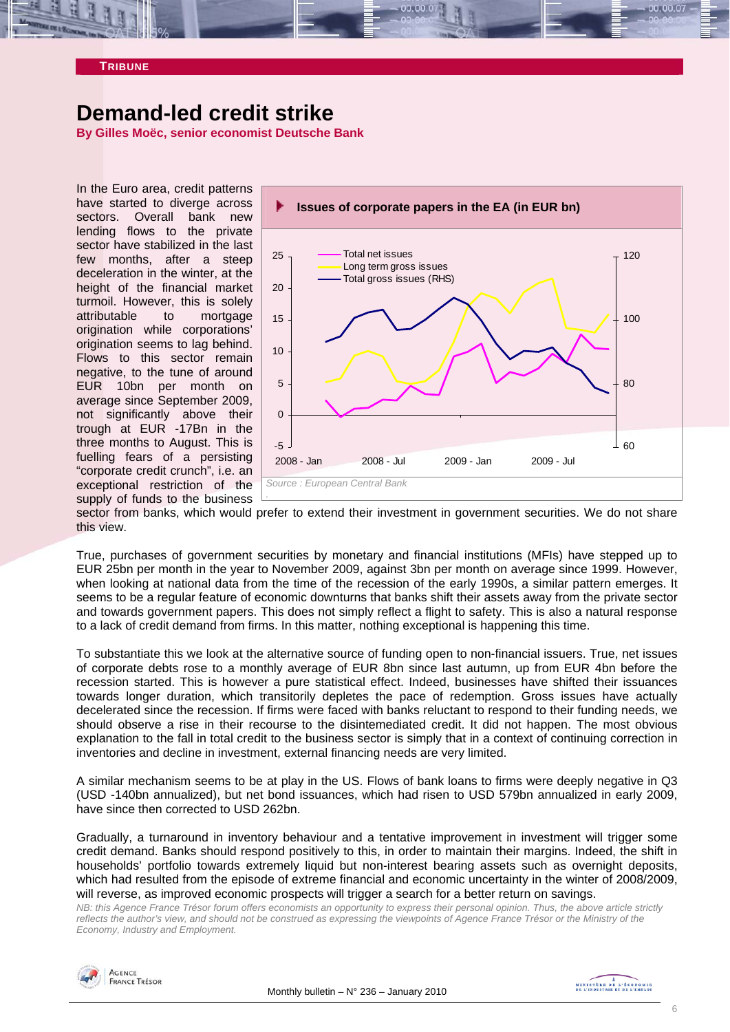TRIBUNE

# Demand-led credit strike

**By Gilles Moëc, senior economist Deutsche Bank**

**Issues of corporate papers in the EA (in EUR bn)**

Total net issues
Long term gross issues
Total gross issues (RHS)

25
20
15
10
5
0
-5

120
100
80
60

2008 - Jan
2008 - Jul
2009 - Jan
2009 - Jul

*Source : European Central Bank*

In the Euro area, credit patterns have started to diverge across sectors. Overall bank new lending flows to the private sector have stabilized in the last few months, after a steep deceleration in the winter, at the height of the financial market turmoil. However, this is solely attributable to mortgage origination while corporations' origination seems to lag behind. Flows to this sector remain negative, to the tune of around EUR 10bn per month on average since September 2009, not significantly above their trough at EUR -17Bn in the three months to August. This is fuelling fears of a persisting "corporate credit crunch", i.e. an exceptional restriction of the supply of funds to the business sector from banks, which would prefer to extend their investment in government securities. We do not share this view.

True, purchases of government securities by monetary and financial institutions (MFIs) have stepped up to EUR 25bn per month in the year to November 2009, against 3bn per month on average since 1999. However, when looking at national data from the time of the recession of the early 1990s, a similar pattern emerges. It seems to be a regular feature of economic downturns that banks shift their assets away from the private sector and towards government papers. This does not simply reflect a flight to safety. This is also a natural response to a lack of credit demand from firms. In this matter, nothing exceptional is happening this time.

To substantiate this we look at the alternative source of funding open to non-financial issuers. True, net issues of corporate debts rose to a monthly average of EUR 8bn since last autumn, up from EUR 4bn before the recession started. This is however a pure statistical effect. Indeed, businesses have shifted their issuances towards longer duration, which transitorily depletes the pace of redemption. Gross issues have actually decelerated since the recession. If firms were faced with banks reluctant to respond to their funding needs, we should observe a rise in their recourse to the disintemediated credit. It did not happen. The most obvious explanation to the fall in total credit to the business sector is simply that in a context of continuing correction in inventories and decline in investment, external financing needs are very limited.

A similar mechanism seems to be at play in the US. Flows of bank loans to firms were deeply negative in Q3 (USD -140bn annualized), but net bond issuances, which had risen to USD 579bn annualized in early 2009, have since then corrected to USD 262bn.

Gradually, a turnaround in inventory behaviour and a tentative improvement in investment will trigger some credit demand. Banks should respond positively to this, in order to maintain their margins. Indeed, the shift in households' portfolio towards extremely liquid but non-interest bearing assets such as overnight deposits, which had resulted from the episode of extreme financial and economic uncertainty in the winter of 2008/2009, will reverse, as improved economic prospects will trigger a search for a better return on savings.

*NB: this Agence France Trésor forum offers economists an opportunity to express their personal opinion. Thus, the above article strictly reflects the author's view, and should not be construed as expressing the viewpoints of Agence France Trésor or the Ministry of the Economy, Industry and Employment.*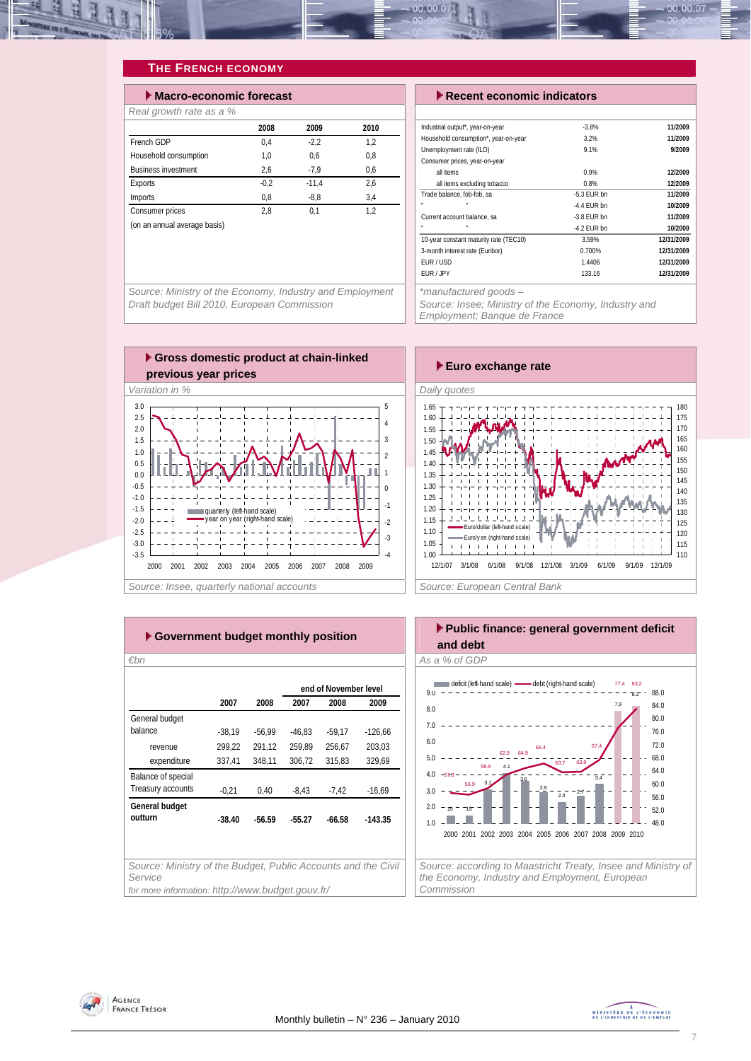## The French Economy

### Macro-economic forecast

*Real growth rate as a %*

| | 2008 | 2009 | 2010 |
|---|---|---|---|
| French GDP | 0,4 | -2,2 | 1,2 |
| Household consumption | 1,0 | 0,6 | 0,8 |
| Business investment | 2,6 | -7,9 | 0,6 |
| Exports | -0,2 | -11,4 | 2,6 |
| Imports | 0,8 | -8,8 | 3,4 |
| Consumer prices | 2,8 | 0,1 | 1,2 |
| (on an annual average basis) | | | |

*Source: Ministry of the Economy, Industry and Employment Draft budget Bill 2010, European Commission*

### Recent economic indicators

| | | |
|---|---|---|
| Industrial output*, year-on-year | -3.8% | 11/2009 |
| Household consumption*, year-on-year | 3.2% | 11/2009 |
| Unemployment rate (ILO) | 9.1% | 9/2009 |
| Consumer prices, year-on-year | | |
| all items | 0.9% | 12/2009 |
| all items excluding tobacco | 0.8% | 12/2009 |
| Trade balance, fob-fob, sa | -5.3 EUR bn | 11/2009 |
| " " | -4.4 EUR bn | 10/2009 |
| Current account balance, sa | -3.8 EUR bn | 11/2009 |
| " " | -4.2 EUR bn | 10/2009 |
| 10-year constant maturity rate (TEC10) | 3.59% | 12/31/2009 |
| 3-month interest rate (Euribor) | 0.700% | 12/31/2009 |
| EUR / USD | 1.4406 | 12/31/2009 |
| EUR / JPY | 133.16 | 12/31/2009 |

*\*manufactured goods –*
*Source: Insee; Ministry of the Economy, Industry and Employment; Banque de France*

### Gross domestic product at chain-linked previous year prices

*Variation in %*

quarterly (left-hand scale)
year on year (right-hand scale)

2000 2001 2002 2003 2004 2005 2006 2007 2008 2009

*Source: Insee, quarterly national accounts*

### Euro exchange rate

*Daily quotes*

Euro/dollar (left-hand scale)
Euro/yen (right-hand scale)

12/1/07 3/1/08 6/1/08 9/1/08 12/1/08 3/1/09 6/1/09 9/1/09 12/1/09

*Source: European Central Bank*

### Government budget monthly position

*€bn*

| | 2007 | 2008 | end of November level 2007 | 2008 | 2009 |
|---|---|---|---|---|---|
| General budget balance | -38,19 | -56,99 | -46,83 | -59,17 | -126,66 |
| revenue | 299,22 | 291,12 | 259,89 | 256,67 | 203,03 |
| expenditure | 337,41 | 348,11 | 306,72 | 315,83 | 329,69 |
| Balance of special Treasury accounts | -0,21 | 0,40 | -8,43 | -7,42 | -16,69 |
| **General budget outturn** | **-38.40** | **-56.59** | **-55.27** | **-66.58** | **-143.35** |

*Source: Ministry of the Budget, Public Accounts and the Civil Service*
*for more information: http://www.budget.gouv.fr/*

### Public finance: general government deficit and debt

*As a % of GDP*

deficit (left-hand scale)
debt (right-hand scale)

2000 2001 2002 2003 2004 2005 2006 2007 2008 2009 2010

*Source: according to Maastricht Treaty, Insee and Ministry of the Economy, Industry and Employment, European Commission*

Monthly bulletin – N° 236 – January 2010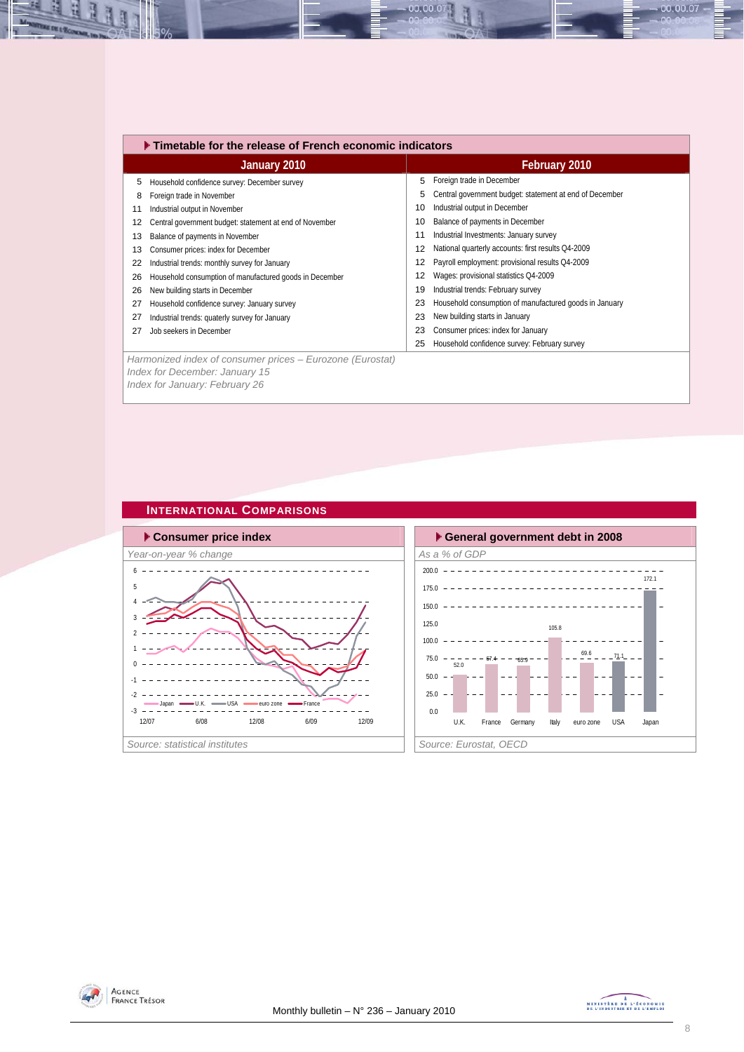## Timetable for the release of French economic indicators

| January 2010 | | February 2010 | |
|---|---|---|---|
| 5 | Household confidence survey: December survey | 5 | Foreign trade in December |
| 8 | Foreign trade in November | 5 | Central government budget: statement at end of December |
| 11 | Industrial output in November | 10 | Industrial output in December |
| 12 | Central government budget: statement at end of November | 10 | Balance of payments in December |
| 13 | Balance of payments in November | 11 | Industrial Investments: January survey |
| 13 | Consumer prices: index for December | 12 | National quarterly accounts: first results Q4-2009 |
| 22 | Industrial trends: monthly survey for January | 12 | Payroll employment: provisional results Q4-2009 |
| 26 | Household consumption of manufactured goods in December | 12 | Wages: provisional statistics Q4-2009 |
| 26 | New building starts in December | 19 | Industrial trends: February survey |
| 27 | Household confidence survey: January survey | 23 | Household consumption of manufactured goods in January |
| 27 | Industrial trends: quaterly survey for January | 23 | New building starts in January |
| 27 | Job seekers in December | 23 | Consumer prices: index for January |
| | | 25 | Household confidence survey: February survey |

*Harmonized index of consumer prices – Eurozone (Eurostat)*
*Index for December: January 15*
*Index for January: February 26*

## International Comparisons

### Consumer price index

*Year-on-year % change*

6
5
4
3
2
1
0
-1
-2
-3

Japan U.K. USA euro zone France

12/07 6/08 12/08 6/09 12/09

*Source: statistical institutes*

### General government debt in 2008

*As a % of GDP*

200.0
175.0
150.0
125.0
100.0
75.0
50.0
25.0
0.0

52.0 67.4 65.9 105.8 69.6 71.1 172.1

U.K. France Germany Italy euro zone USA Japan

*Source: Eurostat, OECD*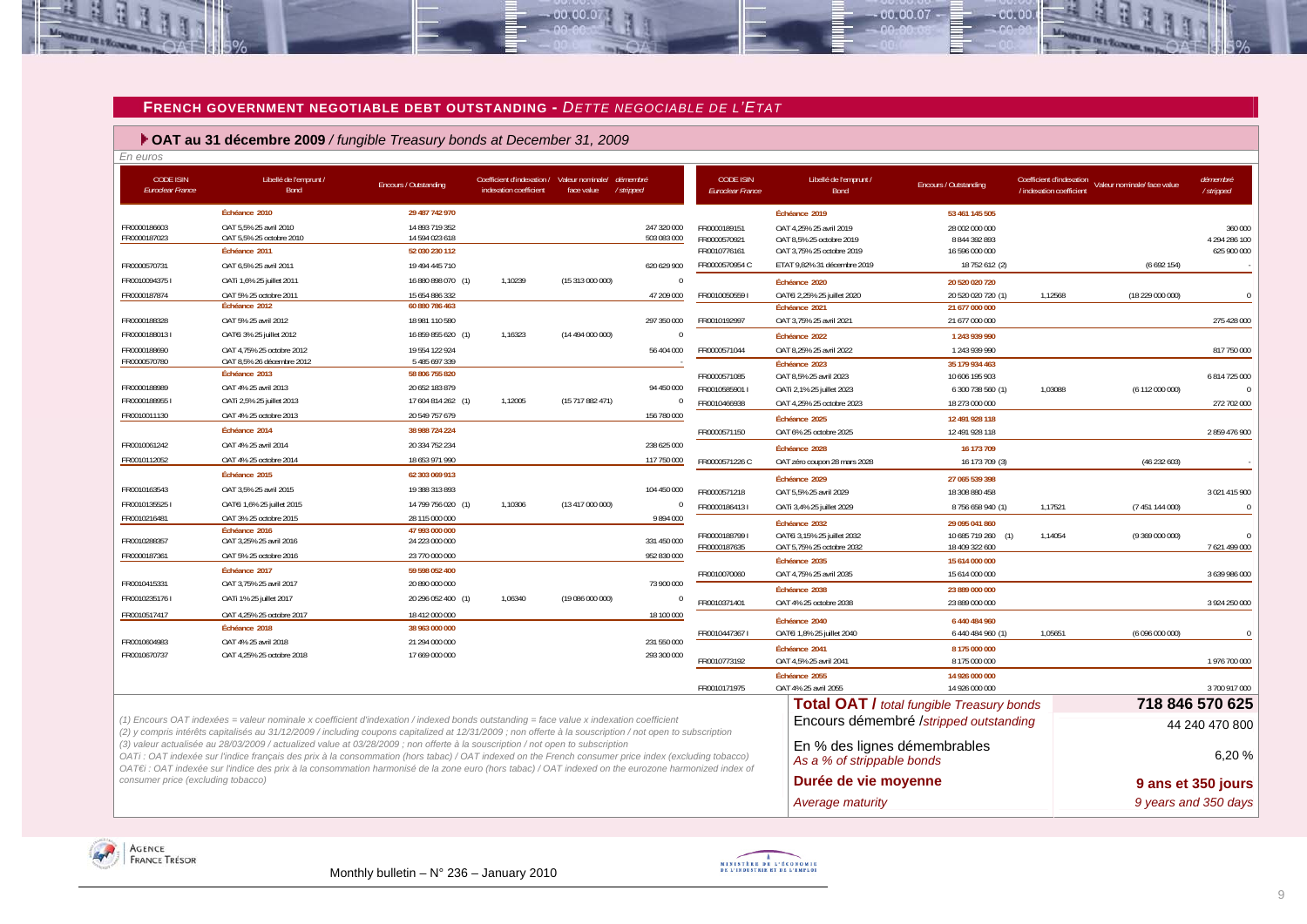## FRENCH GOVERNMENT NEGOTIABLE DEBT OUTSTANDING - *DETTE NEGOCIABLE DE L'ETAT*

### OAT au 31 décembre 2009 / *fungible Treasury bonds at December 31, 2009*

*En euros*

| CODE ISIN *Euroclear France* | Libellé de l'emprunt / Bond | Encours / Outstanding | Coefficient d'indexation / indexation coefficient | Valeur nominale/ face value | démembré / stripped |
|---|---|---|---|---|---|
| | **Échéance 2010** | **29 487 742 970** | | | |
| FR0000186603 | OAT 5,5% 25 avril 2010 | 14 893 719 352 | | | 247 320 000 |
| FR0000187023 | OAT 5,5% 25 octobre 2010 | 14 594 023 618 | | | 503 083 000 |
| | **Échéance 2011** | **52 030 230 112** | | | |
| FR0000570731 | OAT 6,5% 25 avril 2011 | 19 494 445 710 | | | 620 629 900 |
| FR00100943751 | OATi 1,6% 25 juillet 2011 | 16 880 898 070 (1) | 1,10239 | (15 313 000 000) | 0 |
| FR0000187874 | OAT 5% 25 octobre 2011 | 15 654 886 332 | | | 47 209 000 |
| | **Échéance 2012** | **60 880 786 463** | | | |
| FR0000188328 | OAT 5% 25 avril 2012 | 18 981 110 580 | | | 297 350 000 |
| FR0000188013 I | OAT€i 3% 25 juillet 2012 | 16 859 855 620 (1) | 1,16323 | (14 494 000 000) | 0 |
| FR0000188690 | OAT 4,75% 25 octobre 2012 | 19 554 122 924 | | | 56 404 000 |
| FR0000570780 | OAT 8,5% 26 décembre 2012 | 5 485 697 339 | | | - |
| | **Échéance 2013** | **58 806 755 820** | | | |
| FR0000188989 | OAT 4% 25 avril 2013 | 20 652 183 879 | | | 94 450 000 |
| FR0000188955 I | OATi 2,5% 25 juillet 2013 | 17 604 814 262 (1) | 1,12005 | (15 717 882 471) | 0 |
| FR0010011130 | OAT 4% 25 octobre 2013 | 20 549 757 679 | | | 156 780 000 |
| | **Échéance 2014** | **38 988 724 224** | | | |
| FR0010061242 | OAT 4% 25 avril 2014 | 20 334 752 234 | | | 238 625 000 |
| FR0010112052 | OAT 4% 25 octobre 2014 | 18 653 971 990 | | | 117 750 000 |
| | **Échéance 2015** | **62 303 069 913** | | | |
| FR0010163543 | OAT 3,5% 25 avril 2015 | 19 388 313 893 | | | 104 450 000 |
| FR0010135525 I | OAT€i 1,6% 25 juillet 2015 | 14 799 756 020 (1) | 1,10306 | (13 417 000 000) | 0 |
| FR0010216481 | OAT 3% 25 octobre 2015 | 28 115 000 000 | | | 9 894 000 |
| | **Échéance 2016** | **47 993 000 000** | | | |
| FR0010288357 | OAT 3,25% 25 avril 2016 | 24 223 000 000 | | | 331 450 000 |
| FR0000187361 | OAT 5% 25 octobre 2016 | 23 770 000 000 | | | 952 830 000 |
| | **Échéance 2017** | **59 598 052 400** | | | |
| FR0010415331 | OAT 3,75% 25 avril 2017 | 20 890 000 000 | | | 73 900 000 |
| FR0010235176 I | OATi 1% 25 juillet 2017 | 20 296 052 400 (1) | 1,06340 | (19 086 000 000) | 0 |
| FR0010517417 | OAT 4,25% 25 octobre 2017 | 18 412 000 000 | | | 18 100 000 |
| | **Échéance 2018** | **38 963 000 000** | | | |
| FR0010604983 | OAT 4% 25 avril 2018 | 21 294 000 000 | | | 231 550 000 |
| FR0010670737 | OAT 4,25% 25 octobre 2018 | 17 669 000 000 | | | 293 300 000 |
| | **Échéance 2019** | **53 461 145 505** | | | |
| FR0000189151 | OAT 4,25% 25 avril 2019 | 28 002 000 000 | | | 360 000 |
| FR0000570921 | OAT 8,5% 25 octobre 2019 | 8 844 392 893 | | | 4 294 286 100 |
| FR0010776161 | OAT 3,75% 25 octobre 2019 | 16 596 000 000 | | | 625 900 000 |
| FR0000570954 C | ETAT 9,82% 31 décembre 2019 | 18 752 612 (2) | | (6 692 154) | - |
| | **Échéance 2020** | **20 520 020 720** | | | |
| FR0010050559 I | OAT€i 2,25% 25 juillet 2020 | 20 520 020 720 (1) | 1,12568 | (18 229 000 000) | 0 |
| | **Échéance 2021** | **21 677 000 000** | | | |
| FR0010192997 | OAT 3,75% 25 avril 2021 | 21 677 000 000 | | | 275 428 000 |
| | **Échéance 2022** | **1 243 939 990** | | | |
| FR0000571044 | OAT 8,25% 25 avril 2022 | 1 243 939 990 | | | 817 750 000 |
| | **Échéance 2023** | **35 179 934 463** | | | |
| FR0000571085 | OAT 8,5% 25 avril 2023 | 10 606 195 903 | | | 6 814 725 000 |
| FR0010585901 I | OATi 2,1% 25 juillet 2023 | 6 300 738 560 (1) | 1,03088 | (6 112 000 000) | 0 |
| FR0010466938 | OAT 4,25% 25 octobre 2023 | 18 273 000 000 | | | 272 702 000 |
| | **Échéance 2025** | **12 491 928 118** | | | |
| FR0000571150 | OAT 6% 25 octobre 2025 | 12 491 928 118 | | | 2 859 476 900 |
| | **Échéance 2028** | **16 173 709** | | | |
| FR0000571226 C | OAT zéro coupon 28 mars 2028 | 16 173 709 (3) | | (46 232 603) | - |
| | **Échéance 2029** | **27 065 539 398** | | | |
| FR0000571218 | OAT 5,5% 25 avril 2029 | 18 308 880 458 | | | 3 021 415 900 |
| FR0000186413 I | OATi 3,4% 25 juillet 2029 | 8 756 658 940 (1) | 1,17521 | (7 451 144 000) | 0 |
| | **Échéance 2032** | **29 095 041 860** | | | |
| FR0000188799 I | OAT€i 3,15% 25 juillet 2032 | 10 685 719 260 (1) | 1,14054 | (9 369 000 000) | 0 |
| FR0000187635 | OAT 5,75% 25 octobre 2032 | 18 409 322 600 | | | 7 621 499 000 |
| | **Échéance 2035** | **15 614 000 000** | | | |
| FR0010070060 | OAT 4,75% 25 avril 2035 | 15 614 000 000 | | | 3 639 986 000 |
| | **Échéance 2038** | **23 889 000 000** | | | |
| FR0010371401 | OAT 4% 25 octobre 2038 | 23 889 000 000 | | | 3 924 250 000 |
| | **Échéance 2040** | **6 440 484 960** | | | |
| FR0010447367 I | OAT€i 1,8% 25 juillet 2040 | 6 440 484 960 (1) | 1,05651 | (6 096 000 000) | 0 |
| | **Échéance 2041** | **8 175 000 000** | | | |
| FR0010773192 | OAT 4,5% 25 avril 2041 | 8 175 000 000 | | | 1 976 700 000 |
| | **Échéance 2055** | **14 926 000 000** | | | |
| FR0010171975 | OAT 4% 25 avril 2055 | 14 926 000 000 | | | 3 700 917 000 |

| | |
|---|---|
| **Total OAT /** *total fungible Treasury bonds* | **718 846 570 625** |
| Encours démembré /*stripped outstanding* | 44 240 470 800 |
| En % des lignes démembrables *As a % of strippable bonds* | 6,20 % |
| **Durée de vie moyenne** | **9 ans et 350 jours** |
| *Average maturity* | *9 years and 350 days* |

*(1) Encours OAT indexées = valeur nominale x coefficient d'indexation / indexed bonds outstanding = face value x indexation coefficient*
*(2) y compris intérêts capitalisés au 31/12/2009 / including coupons capitalized at 12/31/2009 ; non offerte à la souscription / not open to subscription*
*(3) valeur actualisée au 28/03/2009 / actualized value at 03/28/2009 ; non offerte à la souscription / not open to subscription*
*OATi : OAT indexée sur l'indice français des prix à la consommation (hors tabac) / OAT indexed on the French consumer price index (excluding tobacco)*
*OAT€i : OAT indexée sur l'indice des prix à la consommation harmonisé de la zone euro (hors tabac) / OAT indexed on the eurozone harmonized index of consumer price (excluding tobacco)*

Monthly bulletin – N° 236 – January 2010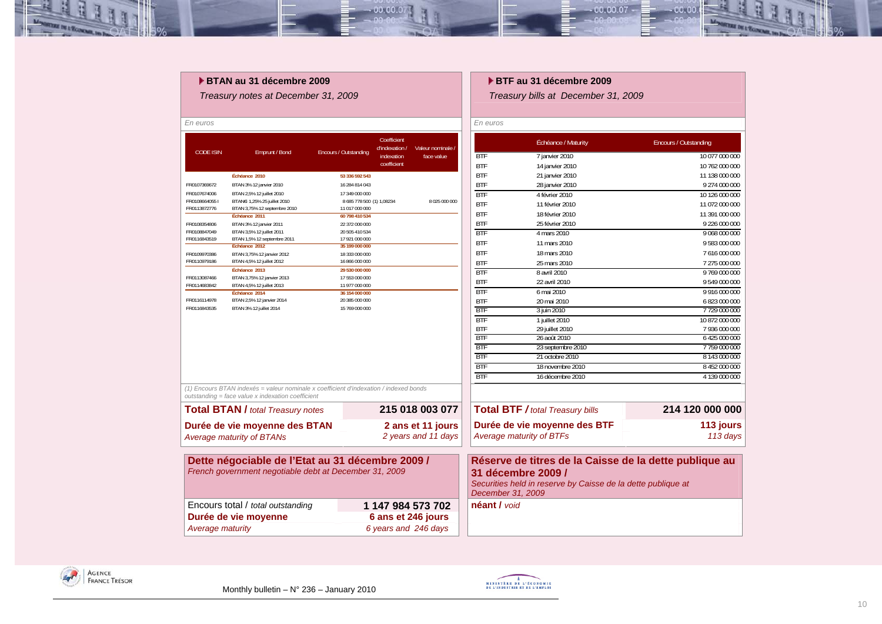## BTAN au 31 décembre 2009

*Treasury notes at December 31, 2009*

*En euros*

| CODE ISIN | Emprunt / Bond | Encours / Outstanding | Coefficient d'indexation / indexation coefficient | Valeur nominale / face value |
|---|---|---|---|---|
| | **Échéance 2010** | **53 336 592 543** | | |
| FR0107369672 | BTAN 3% 12 janvier 2010 | 16 284 814 043 | | |
| FR0107674006 | BTAN 2,5% 12 juillet 2010 | 17 349 000 000 | | |
| FR0108664055 I | BTAN€i 1,25% 25 juillet 2010 | 8 685 778 500 (1) | 1,08234 | 8 025 000 000 |
| FR0113872776 | BTAN 3,75% 12 septembre 2010 | 11 017 000 000 | | |
| | **Échéance 2011** | **60 798 410 534** | | |
| FR0108354806 | BTAN 3% 12 janvier 2011 | 22 372 000 000 | | |
| FR0108847049 | BTAN 3,5% 12 juillet 2011 | 20 505 410 534 | | |
| FR0116843519 | BTAN 1,5% 12 septembre 2011 | 17 921 000 000 | | |
| | **Échéance 2012** | **35 199 000 000** | | |
| FR0109970386 | BTAN 3,75% 12 janvier 2012 | 18 333 000 000 | | |
| FR0110979186 | BTAN 4,5% 12 juillet 2012 | 16 866 000 000 | | |
| | **Échéance 2013** | **29 530 000 000** | | |
| FR0113087466 | BTAN 3,75% 12 janvier 2013 | 17 553 000 000 | | |
| FR0114683842 | BTAN 4,5% 12 juillet 2013 | 11 977 000 000 | | |
| | **Échéance 2014** | **36 154 000 000** | | |
| FR0116114978 | BTAN 2,5% 12 janvier 2014 | 20 385 000 000 | | |
| FR0116843535 | BTAN 3% 12 juillet 2014 | 15 769 000 000 | | |

*(1) Encours BTAN indexés = valeur nominale x coefficient d'indexation / indexed bonds outstanding = face value x indexation coefficient*

**Total BTAN /** *total Treasury notes* — **215 018 003 077**

**Durée de vie moyenne des BTAN** — **2 ans et 11 jours**
*Average maturity of BTANs* — *2 years and 11 days*

## BTF au 31 décembre 2009

*Treasury bills at December 31, 2009*

*En euros*

| | Échéance / Maturity | Encours / Outstanding |
|---|---|---|
| BTF | 7 janvier 2010 | 10 077 000 000 |
| BTF | 14 janvier 2010 | 10 762 000 000 |
| BTF | 21 janvier 2010 | 11 138 000 000 |
| BTF | 28 janvier 2010 | 9 274 000 000 |
| BTF | 4 février 2010 | 10 126 000 000 |
| BTF | 11 février 2010 | 11 072 000 000 |
| BTF | 18 février 2010 | 11 391 000 000 |
| BTF | 25 février 2010 | 9 226 000 000 |
| BTF | 4 mars 2010 | 9 068 000 000 |
| BTF | 11 mars 2010 | 9 583 000 000 |
| BTF | 18 mars 2010 | 7 616 000 000 |
| BTF | 25 mars 2010 | 7 275 000 000 |
| BTF | 8 avril 2010 | 9 769 000 000 |
| BTF | 22 avril 2010 | 9 549 000 000 |
| BTF | 6 mai 2010 | 9 916 000 000 |
| BTF | 20 mai 2010 | 6 823 000 000 |
| BTF | 3 juin 2010 | 7 729 000 000 |
| BTF | 1 juillet 2010 | 10 872 000 000 |
| BTF | 29 juillet 2010 | 7 936 000 000 |
| BTF | 26 août 2010 | 6 425 000 000 |
| BTF | 23 septembre 2010 | 7 759 000 000 |
| BTF | 21 octobre 2010 | 8 143 000 000 |
| BTF | 18 novembre 2010 | 8 452 000 000 |
| BTF | 16 décembre 2010 | 4 139 000 000 |

**Total BTF /** *total Treasury bills* — **214 120 000 000**

**Durée de vie moyenne des BTF** — **113 jours**
*Average maturity of BTFs* — *113 days*

## Dette négociable de l'Etat au 31 décembre 2009 /

*French government negotiable debt at December 31, 2009*

| | |
|---|---|
| Encours total / *total outstanding* | **1 147 984 573 702** |
| **Durée de vie moyenne** | **6 ans et 246 jours** |
| *Average maturity* | *6 years and 246 days* |

## Réserve de titres de la Caisse de la dette publique au 31 décembre 2009 /

*Securities held in reserve by Caisse de la dette publique at December 31, 2009*

**néant /** *void*

Monthly bulletin – N° 236 – January 2010